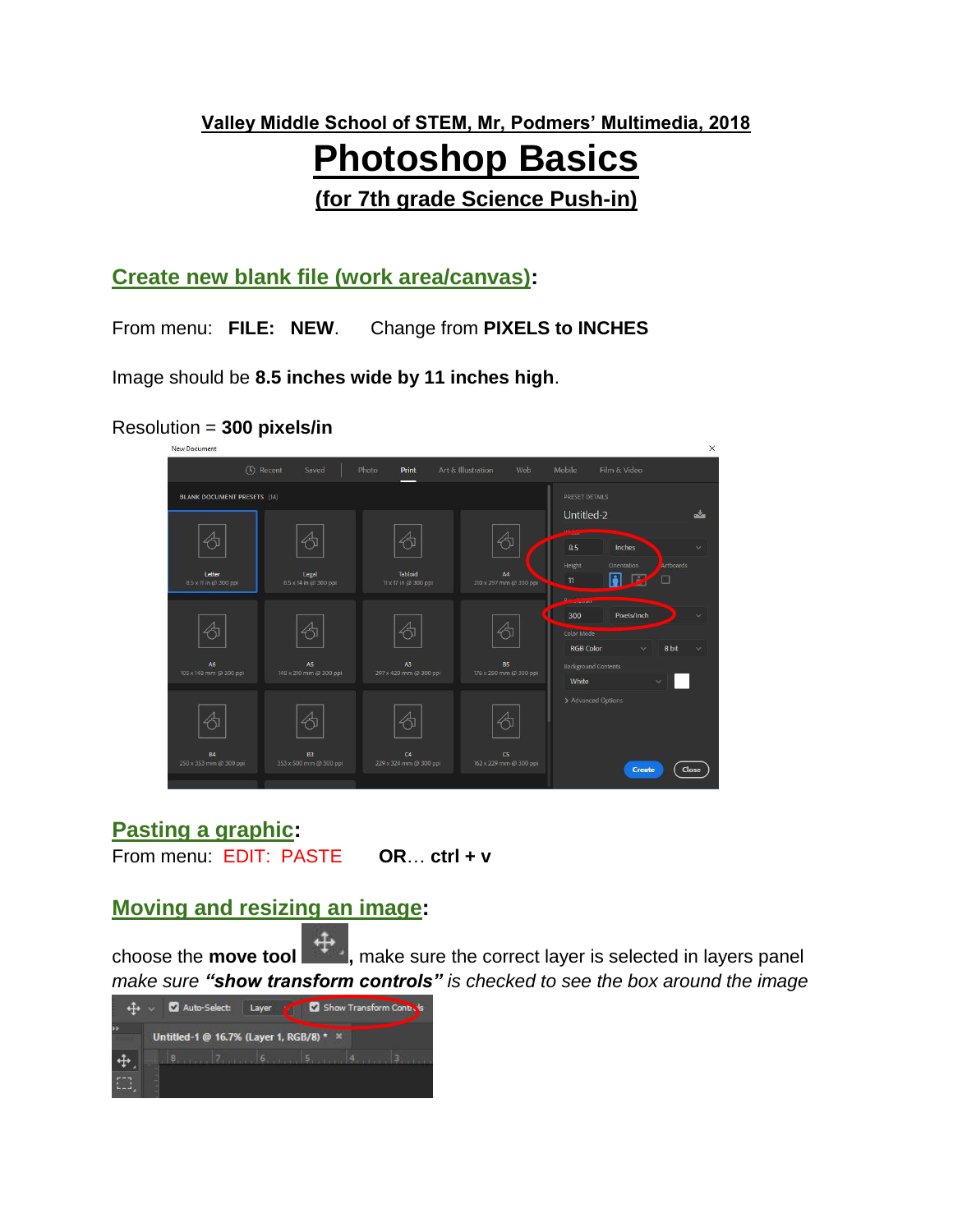**Valley Middle School of STEM, Mr, Podmers' Multimedia, 2018**

# Photoshop Basics

**(for 7th grade Science Push-in)**

## Create new blank file (work area/canvas):

From menu: **FILE: NEW**. Change from **PIXELS to INCHES**

Image should be **8.5 inches wide by 11 inches high**.

Resolution = **300 pixels/in**

## Pasting a graphic:

From menu: EDIT: PASTE **OR**… **ctrl + v**

## Moving and resizing an image:

choose the **move tool**, make sure the correct layer is selected in layers panel

*make sure **"show transform controls"** is checked to see the box around the image*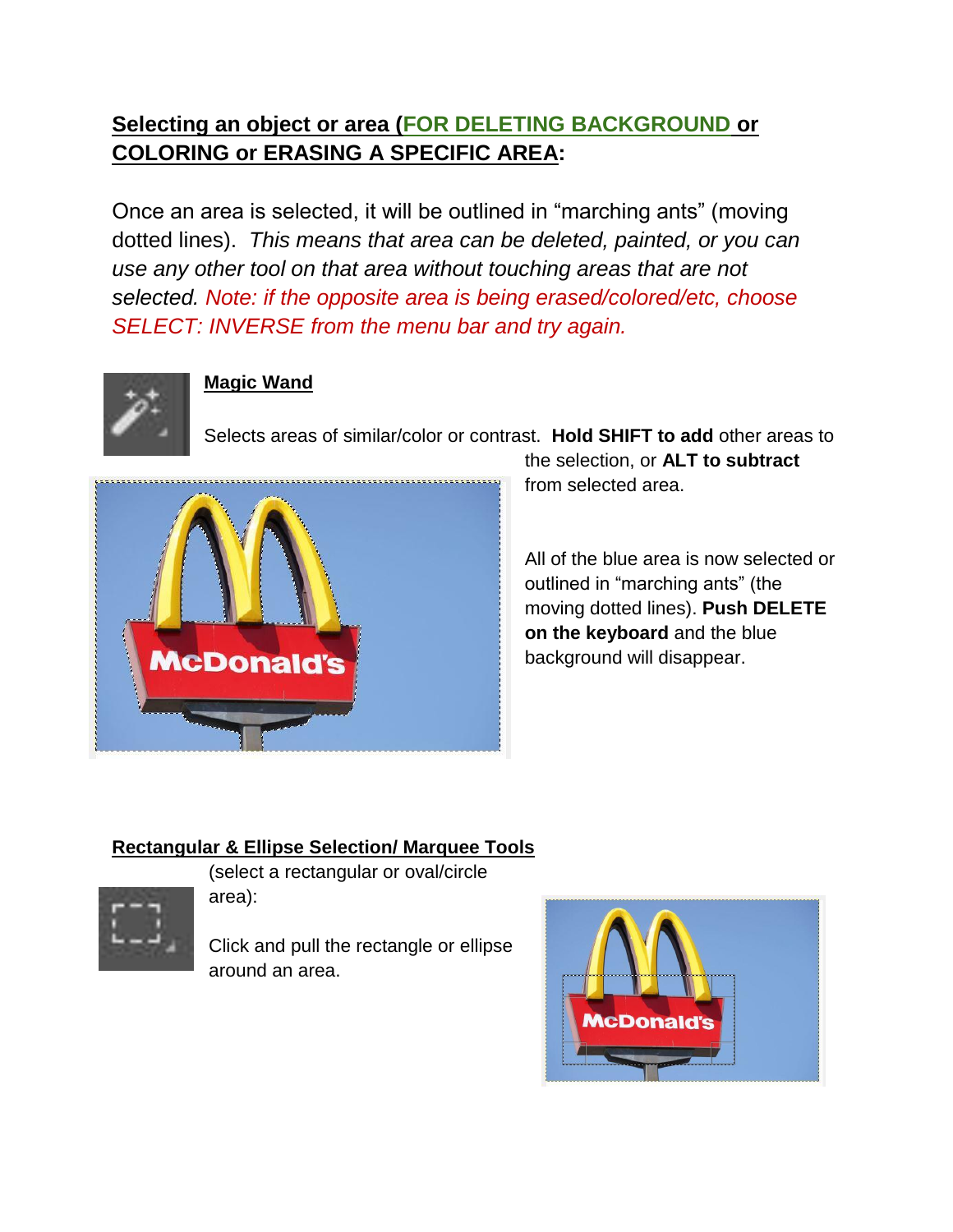## Selecting an object or area (FOR DELETING BACKGROUND or COLORING or ERASING A SPECIFIC AREA:

Once an area is selected, it will be outlined in "marching ants" (moving dotted lines). *This means that area can be deleted, painted, or you can use any other tool on that area without touching areas that are not selected. Note: if the opposite area is being erased/colored/etc, choose SELECT: INVERSE from the menu bar and try again.*

### Magic Wand

Selects areas of similar/color or contrast. **Hold SHIFT to add** other areas to the selection, or **ALT to subtract** from selected area.

All of the blue area is now selected or outlined in "marching ants" (the moving dotted lines). **Push DELETE on the keyboard** and the blue background will disappear.

### Rectangular & Ellipse Selection/ Marquee Tools

(select a rectangular or oval/circle area):

Click and pull the rectangle or ellipse around an area.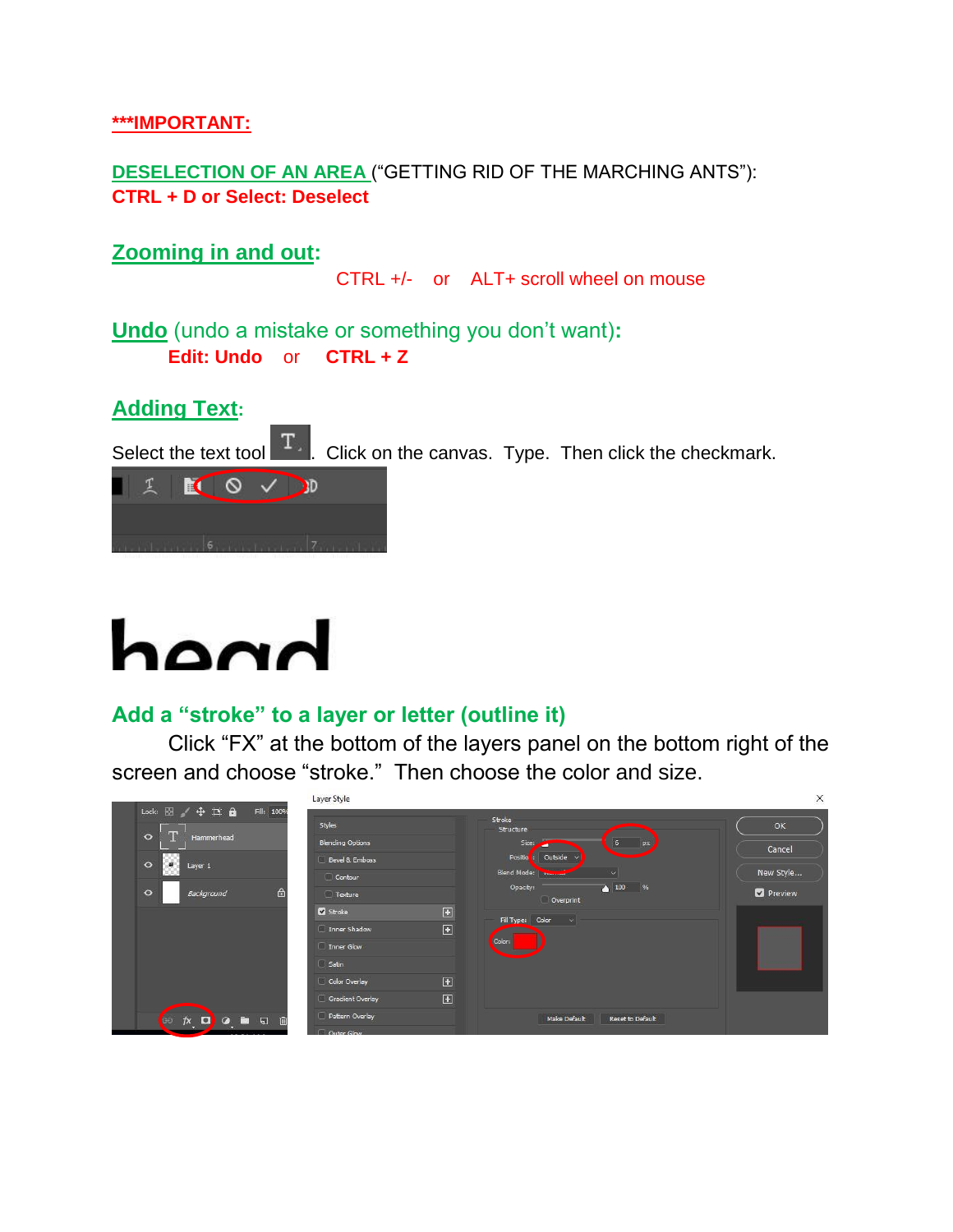***IMPORTANT:**

**DESELECTION OF AN AREA** ("GETTING RID OF THE MARCHING ANTS"):
**CTRL + D or Select: Deselect**

## Zooming in and out:

CTRL +/-  or  ALT+ scroll wheel on mouse

## Undo (undo a mistake or something you don't want):

**Edit: Undo**  or  **CTRL + Z**

## Adding Text:

Select the text tool. Click on the canvas. Type. Then click the checkmark.

## Add a "stroke" to a layer or letter (outline it)

Click "FX" at the bottom of the layers panel on the bottom right of the screen and choose "stroke." Then choose the color and size.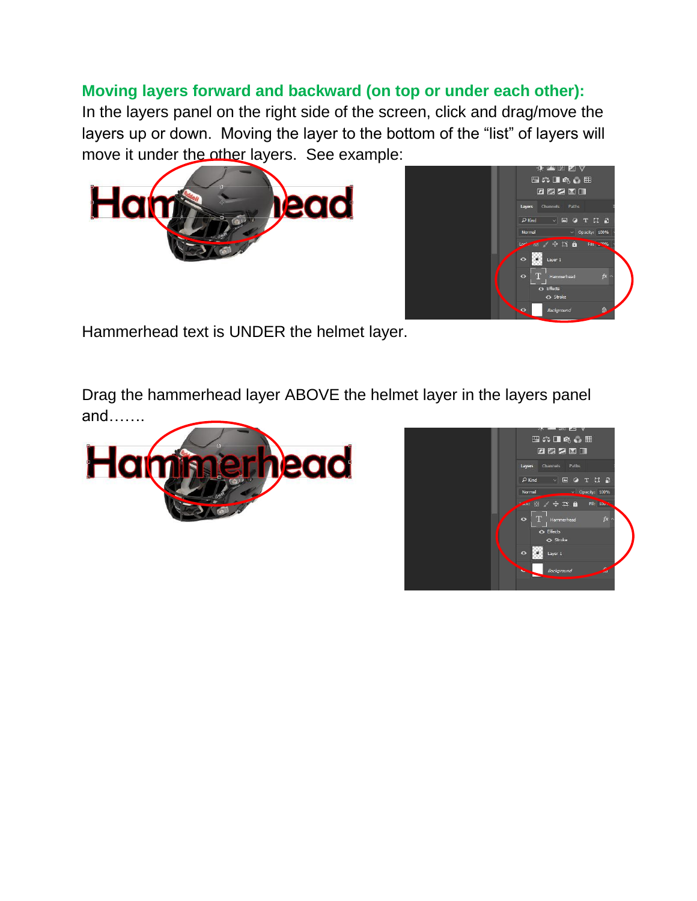## Moving layers forward and backward (on top or under each other):

In the layers panel on the right side of the screen, click and drag/move the layers up or down. Moving the layer to the bottom of the "list" of layers will move it under the other layers. See example:

Hammerhead text is UNDER the helmet layer.

Drag the hammerhead layer ABOVE the helmet layer in the layers panel and…….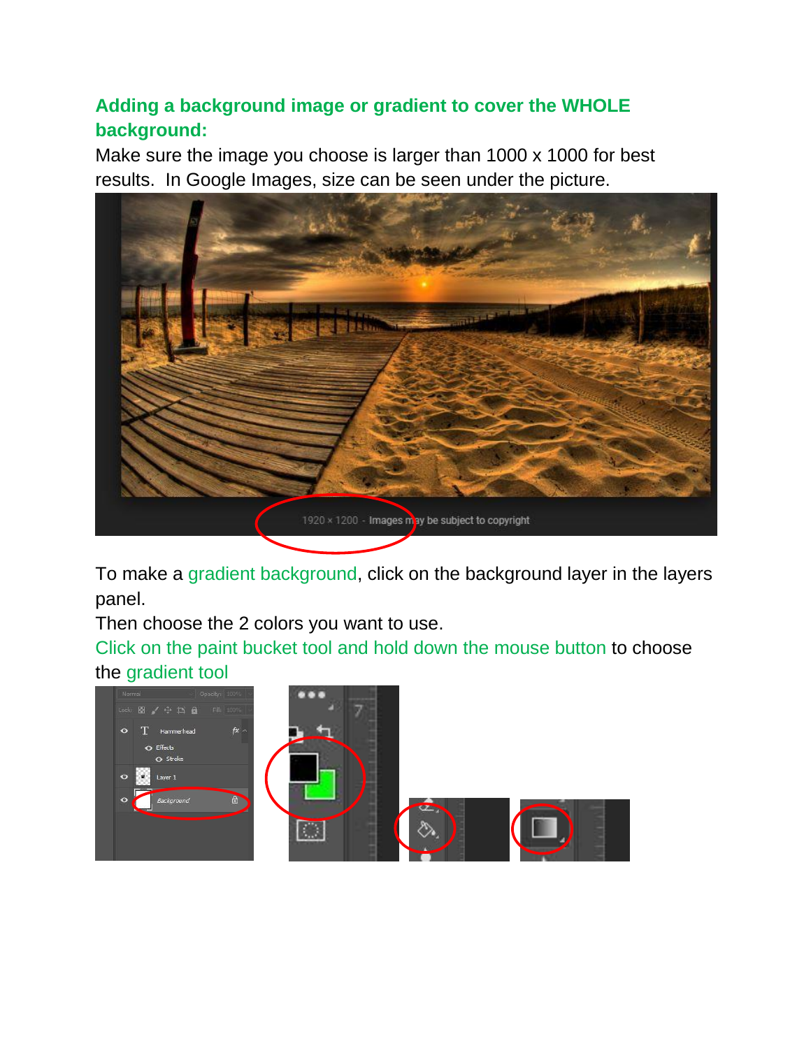## Adding a background image or gradient to cover the WHOLE background:

Make sure the image you choose is larger than 1000 x 1000 for best results. In Google Images, size can be seen under the picture.

To make a gradient background, click on the background layer in the layers panel.

Then choose the 2 colors you want to use.

Click on the paint bucket tool and hold down the mouse button to choose the gradient tool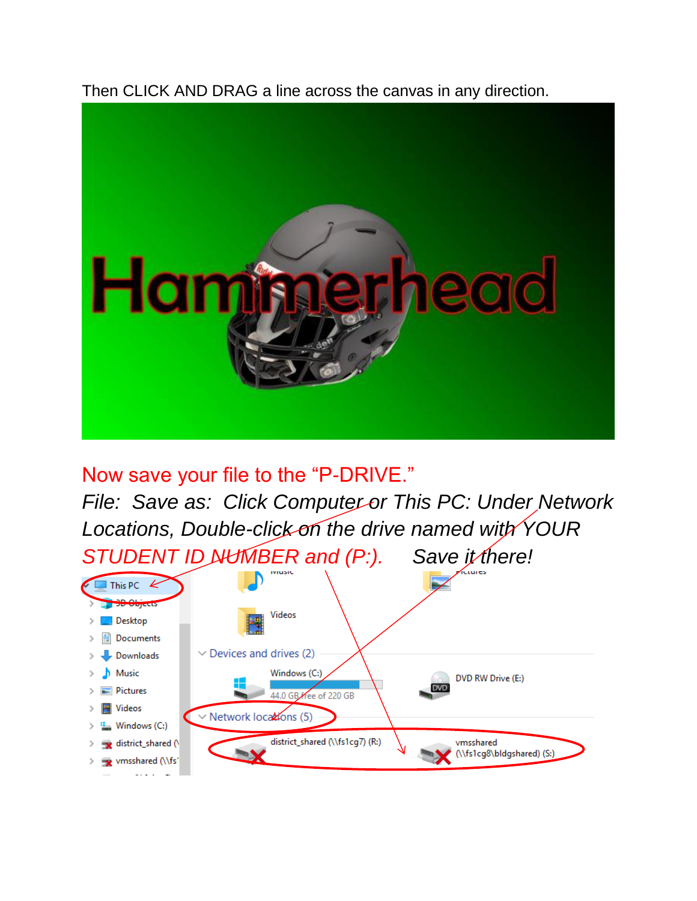Then CLICK AND DRAG a line across the canvas in any direction.

Now save your file to the "P-DRIVE."

*File: Save as: Click Computer or This PC: Under Network Locations, Double-click on the drive named with YOUR STUDENT ID NUMBER and (P:). Save it there!*